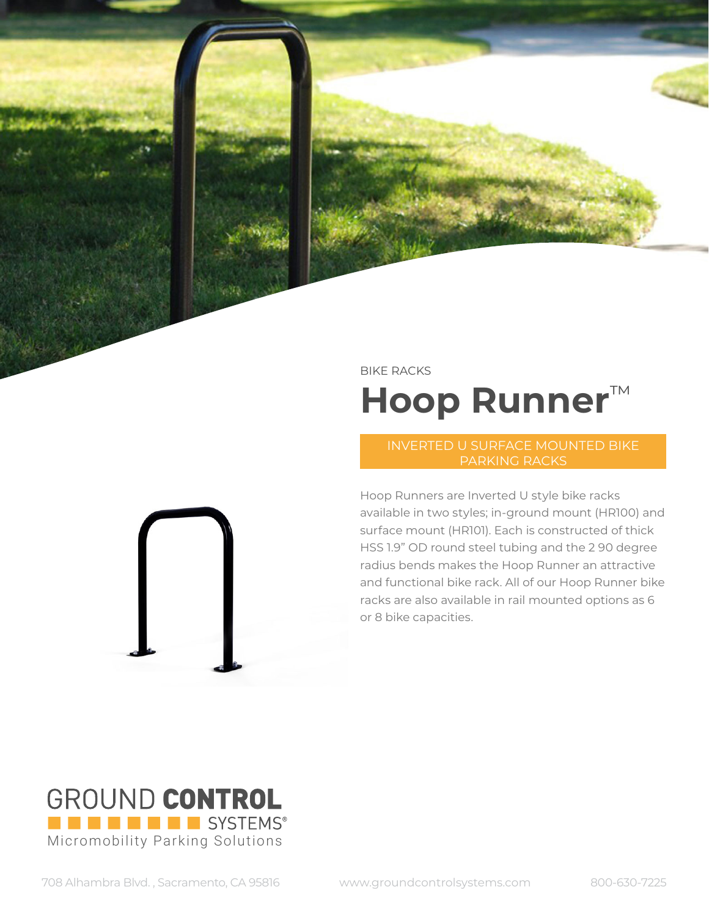BIKE RACKS

# Hoop Runner™

## INVERTED U SURFACE MOUNTED BIKE PARKING RACKS

Hoop Runners are Inverted U style bike racks available in two styles; in-ground mount (HR100) and surface mount (HR101). Each is constructed of thick HSS 1.9" OD round steel tubing and the 2 90 degree radius bends makes the Hoop Runner an attractive and functional bike rack. All of our Hoop Runner bike racks are also available in rail mounted options as 6 or 8 bike capacities.

GROUND **CONTROL** SYSTEMS®
Micromobility Parking Solutions

708 Alhambra Blvd. , Sacramento, CA 95816 www.groundcontrolsystems.com 800-630-7225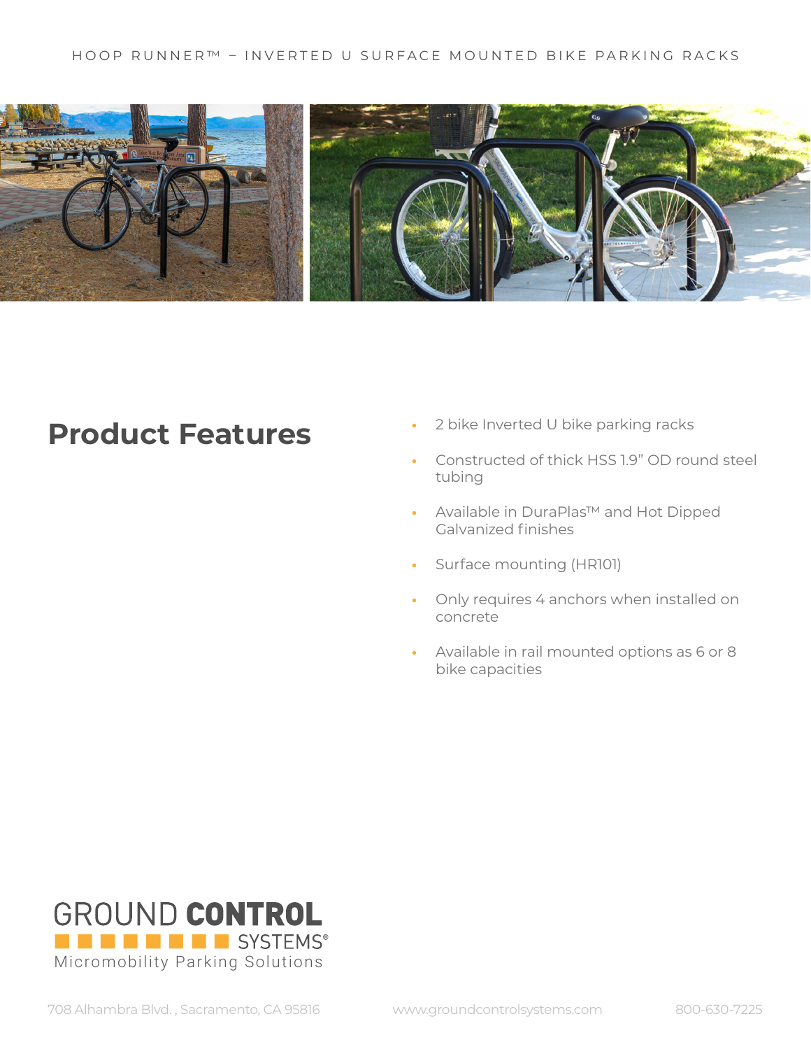HOOP RUNNER™ – INVERTED U SURFACE MOUNTED BIKE PARKING RACKS

## Product Features

- 2 bike Inverted U bike parking racks
- Constructed of thick HSS 1.9" OD round steel tubing
- Available in DuraPlas™ and Hot Dipped Galvanized finishes
- Surface mounting (HR101)
- Only requires 4 anchors when installed on concrete
- Available in rail mounted options as 6 or 8 bike capacities

GROUND CONTROL SYSTEMS®
Micromobility Parking Solutions

708 Alhambra Blvd. , Sacramento, CA 95816 www.groundcontrolsystems.com 800-630-7225